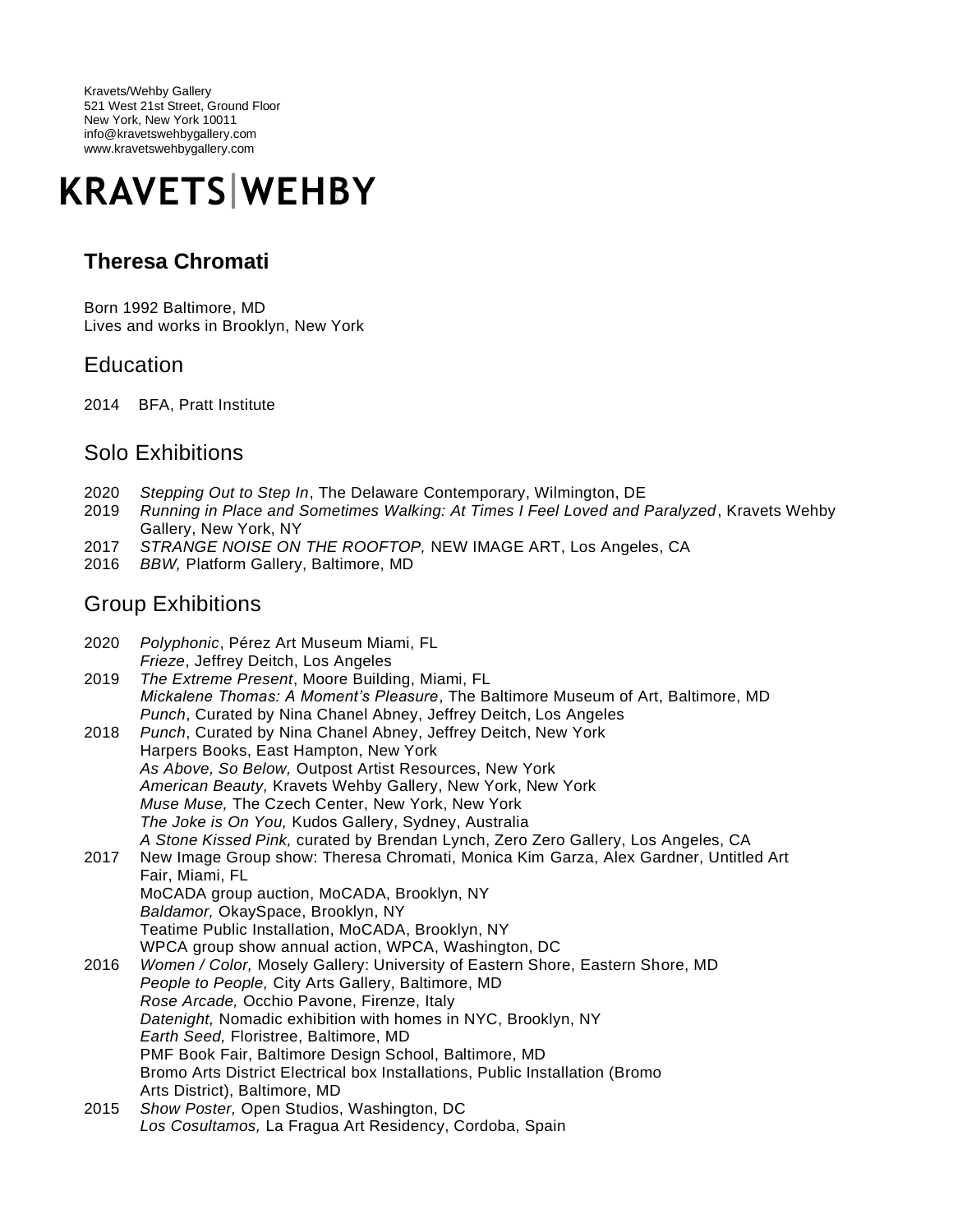Kravets/Wehby Gallery
521 West 21st Street, Ground Floor
New York, New York 10011
info@kravetswehbygallery.com
www.kravetswehbygallery.com

# KRAVETS|WEHBY

## Theresa Chromati

Born 1992 Baltimore, MD
Lives and works in Brooklyn, New York

## Education

2014 BFA, Pratt Institute

## Solo Exhibitions

2020 *Stepping Out to Step In*, The Delaware Contemporary, Wilmington, DE
2019 *Running in Place and Sometimes Walking: At Times I Feel Loved and Paralyzed*, Kravets Wehby Gallery, New York, NY
2017 *STRANGE NOISE ON THE ROOFTOP,* NEW IMAGE ART, Los Angeles, CA
2016 *BBW,* Platform Gallery, Baltimore, MD

## Group Exhibitions

2020 *Polyphonic*, Pérez Art Museum Miami, FL
*Frieze*, Jeffrey Deitch, Los Angeles
2019 *The Extreme Present*, Moore Building, Miami, FL
*Mickalene Thomas: A Moment's Pleasure*, The Baltimore Museum of Art, Baltimore, MD
*Punch*, Curated by Nina Chanel Abney, Jeffrey Deitch, Los Angeles
2018 *Punch*, Curated by Nina Chanel Abney, Jeffrey Deitch, New York
Harpers Books, East Hampton, New York
*As Above, So Below,* Outpost Artist Resources, New York
*American Beauty,* Kravets Wehby Gallery, New York, New York
*Muse Muse,* The Czech Center, New York, New York
*The Joke is On You,* Kudos Gallery, Sydney, Australia
*A Stone Kissed Pink,* curated by Brendan Lynch, Zero Zero Gallery, Los Angeles, CA
2017 New Image Group show: Theresa Chromati, Monica Kim Garza, Alex Gardner, Untitled Art Fair, Miami, FL
MoCADA group auction, MoCADA, Brooklyn, NY
*Baldamor,* OkaySpace, Brooklyn, NY
Teatime Public Installation, MoCADA, Brooklyn, NY
WPCA group show annual action, WPCA, Washington, DC
2016 *Women / Color,* Mosely Gallery: University of Eastern Shore, Eastern Shore, MD
*People to People,* City Arts Gallery, Baltimore, MD
*Rose Arcade,* Occhio Pavone, Firenze, Italy
*Datenight,* Nomadic exhibition with homes in NYC, Brooklyn, NY
*Earth Seed,* Floristree, Baltimore, MD
PMF Book Fair, Baltimore Design School, Baltimore, MD
Bromo Arts District Electrical box Installations, Public Installation (Bromo Arts District), Baltimore, MD
2015 *Show Poster,* Open Studios, Washington, DC
*Los Cosultamos,* La Fragua Art Residency, Cordoba, Spain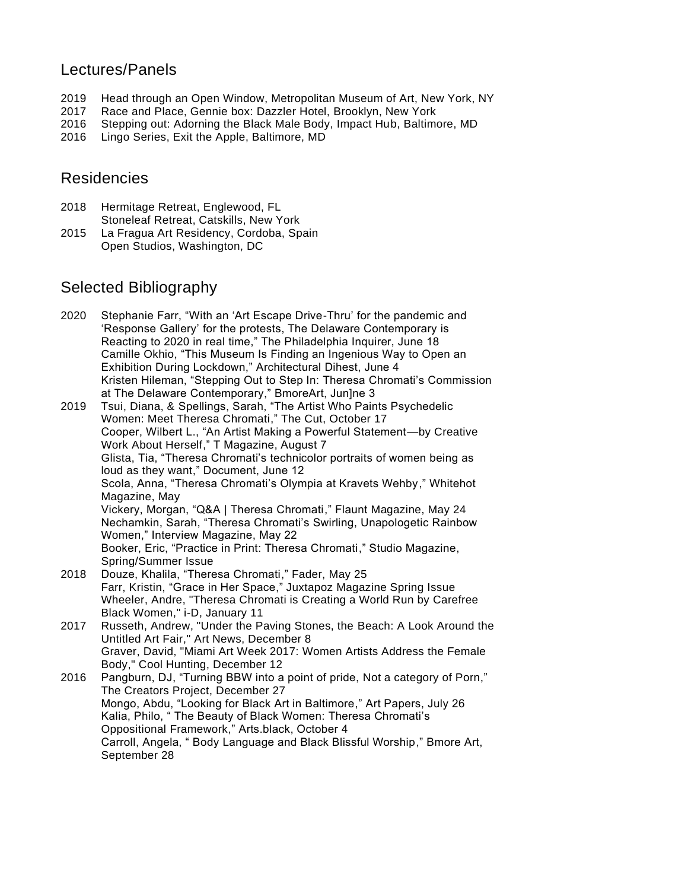## Lectures/Panels

2019 Head through an Open Window, Metropolitan Museum of Art, New York, NY
2017 Race and Place, Gennie box: Dazzler Hotel, Brooklyn, New York
2016 Stepping out: Adorning the Black Male Body, Impact Hub, Baltimore, MD
2016 Lingo Series, Exit the Apple, Baltimore, MD

## Residencies

2018 Hermitage Retreat, Englewood, FL
Stoneleaf Retreat, Catskills, New York
2015 La Fragua Art Residency, Cordoba, Spain
Open Studios, Washington, DC

## Selected Bibliography

2020 Stephanie Farr, "With an 'Art Escape Drive-Thru' for the pandemic and 'Response Gallery' for the protests, The Delaware Contemporary is Reacting to 2020 in real time," The Philadelphia Inquirer, June 18
Camille Okhio, "This Museum Is Finding an Ingenious Way to Open an Exhibition During Lockdown," Architectural Dihest, June 4
Kristen Hileman, "Stepping Out to Step In: Theresa Chromati's Commission at The Delaware Contemporary," BmoreArt, Jun]ne 3
2019 Tsui, Diana, & Spellings, Sarah, "The Artist Who Paints Psychedelic Women: Meet Theresa Chromati," The Cut, October 17
Cooper, Wilbert L., "An Artist Making a Powerful Statement—by Creative Work About Herself," T Magazine, August 7
Glista, Tia, "Theresa Chromati's technicolor portraits of women being as loud as they want," Document, June 12
Scola, Anna, "Theresa Chromati's Olympia at Kravets Wehby," Whitehot Magazine, May
Vickery, Morgan, "Q&A | Theresa Chromati," Flaunt Magazine, May 24
Nechamkin, Sarah, "Theresa Chromati's Swirling, Unapologetic Rainbow Women," Interview Magazine, May 22
Booker, Eric, "Practice in Print: Theresa Chromati," Studio Magazine, Spring/Summer Issue
2018 Douze, Khalila, "Theresa Chromati," Fader, May 25
Farr, Kristin, "Grace in Her Space," Juxtapoz Magazine Spring Issue
Wheeler, Andre, "Theresa Chromati is Creating a World Run by Carefree Black Women," i-D, January 11
2017 Russeth, Andrew, "Under the Paving Stones, the Beach: A Look Around the Untitled Art Fair," Art News, December 8
Graver, David, "Miami Art Week 2017: Women Artists Address the Female Body," Cool Hunting, December 12
2016 Pangburn, DJ, "Turning BBW into a point of pride, Not a category of Porn," The Creators Project, December 27
Mongo, Abdu, "Looking for Black Art in Baltimore," Art Papers, July 26
Kalia, Philo, " The Beauty of Black Women: Theresa Chromati's Oppositional Framework," Arts.black, October 4
Carroll, Angela, " Body Language and Black Blissful Worship," Bmore Art, September 28